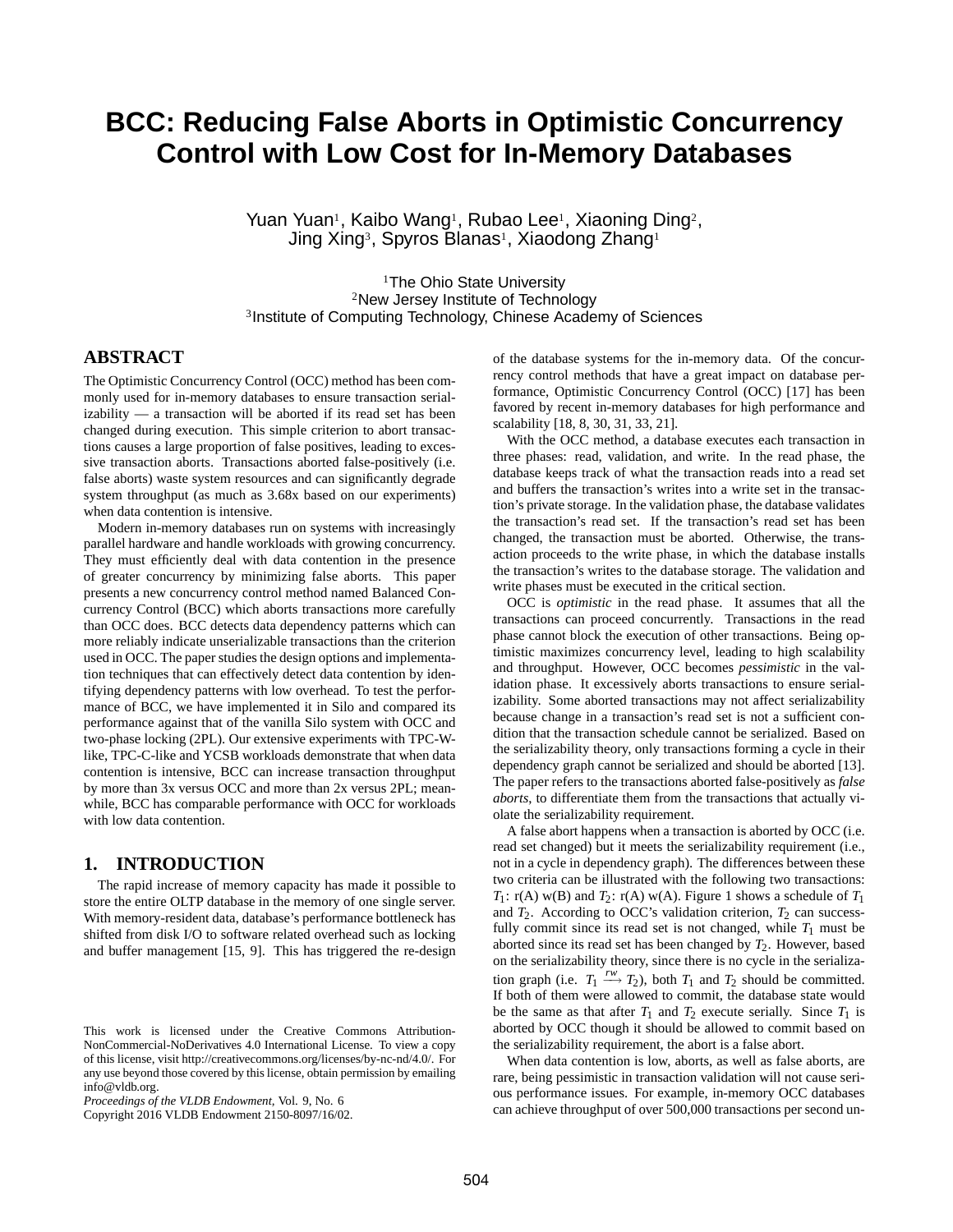# BCC: Reducing False Aborts in Optimistic Concurrency Control with Low Cost for In-Memory Databases

Yuan Yuan[1], Kaibo Wang[1], Rubao Lee[1], Xiaoning Ding[2], Jing Xing[3], Spyros Blanas[1], Xiaodong Zhang[1]

[1]The Ohio State University
[2]New Jersey Institute of Technology
[3]Institute of Computing Technology, Chinese Academy of Sciences

## ABSTRACT

The Optimistic Concurrency Control (OCC) method has been commonly used for in-memory databases to ensure transaction serializability — a transaction will be aborted if its read set has been changed during execution. This simple criterion to abort transactions causes a large proportion of false positives, leading to excessive transaction aborts. Transactions aborted false-positively (i.e. false aborts) waste system resources and can significantly degrade system throughput (as much as 3.68x based on our experiments) when data contention is intensive.

Modern in-memory databases run on systems with increasingly parallel hardware and handle workloads with growing concurrency. They must efficiently deal with data contention in the presence of greater concurrency by minimizing false aborts. This paper presents a new concurrency control method named Balanced Concurrency Control (BCC) which aborts transactions more carefully than OCC does. BCC detects data dependency patterns which can more reliably indicate unserializable transactions than the criterion used in OCC. The paper studies the design options and implementation techniques that can effectively detect data contention by identifying dependency patterns with low overhead. To test the performance of BCC, we have implemented it in Silo and compared its performance against that of the vanilla Silo system with OCC and two-phase locking (2PL). Our extensive experiments with TPC-W-like, TPC-C-like and YCSB workloads demonstrate that when data contention is intensive, BCC can increase transaction throughput by more than 3x versus OCC and more than 2x versus 2PL; meanwhile, BCC has comparable performance with OCC for workloads with low data contention.

## 1. INTRODUCTION

The rapid increase of memory capacity has made it possible to store the entire OLTP database in the memory of one single server. With memory-resident data, database's performance bottleneck has shifted from disk I/O to software related overhead such as locking and buffer management [15, 9]. This has triggered the re-design of the database systems for the in-memory data. Of the concurrency control methods that have a great impact on database performance, Optimistic Concurrency Control (OCC) [17] has been favored by recent in-memory databases for high performance and scalability [18, 8, 30, 31, 33, 21].

With the OCC method, a database executes each transaction in three phases: read, validation, and write. In the read phase, the database keeps track of what the transaction reads into a read set and buffers the transaction's writes into a write set in the transaction's private storage. In the validation phase, the database validates the transaction's read set. If the transaction's read set has been changed, the transaction must be aborted. Otherwise, the transaction proceeds to the write phase, in which the database installs the transaction's writes to the database storage. The validation and write phases must be executed in the critical section.

OCC is *optimistic* in the read phase. It assumes that all the transactions can proceed concurrently. Transactions in the read phase cannot block the execution of other transactions. Being optimistic maximizes concurrency level, leading to high scalability and throughput. However, OCC becomes *pessimistic* in the validation phase. It excessively aborts transactions to ensure serializability. Some aborted transactions may not affect serializability because change in a transaction's read set is not a sufficient condition that the transaction schedule cannot be serialized. Based on the serializability theory, only transactions forming a cycle in their dependency graph cannot be serialized and should be aborted [13]. The paper refers to the transactions aborted false-positively as *false aborts*, to differentiate them from the transactions that actually violate the serializability requirement.

A false abort happens when a transaction is aborted by OCC (i.e. read set changed) but it meets the serializability requirement (i.e., not in a cycle in dependency graph). The differences between these two criteria can be illustrated with the following two transactions: $T_1$: r(A) w(B) and $T_2$: r(A) w(A). Figure 1 shows a schedule of $T_1$ and $T_2$. According to OCC's validation criterion, $T_2$ can successfully commit since its read set is not changed, while $T_1$ must be aborted since its read set has been changed by $T_2$. However, based on the serializability theory, since there is no cycle in the serialization graph (i.e. $T_1 \xrightarrow{rw} T_2$), both $T_1$ and $T_2$ should be committed. If both of them were allowed to commit, the database state would be the same as that after $T_1$ and $T_2$ execute serially. Since $T_1$ is aborted by OCC though it should be allowed to commit based on the serializability requirement, the abort is a false abort.

When data contention is low, aborts, as well as false aborts, are rare, being pessimistic in transaction validation will not cause serious performance issues. For example, in-memory OCC databases can achieve throughput of over 500,000 transactions per second un-

This work is licensed under the Creative Commons Attribution-NonCommercial-NoDerivatives 4.0 International License. To view a copy of this license, visit http://creativecommons.org/licenses/by-nc-nd/4.0/. For any use beyond those covered by this license, obtain permission by emailing info@vldb.org.
*Proceedings of the VLDB Endowment,* Vol. 9, No. 6
Copyright 2016 VLDB Endowment 2150-8097/16/02.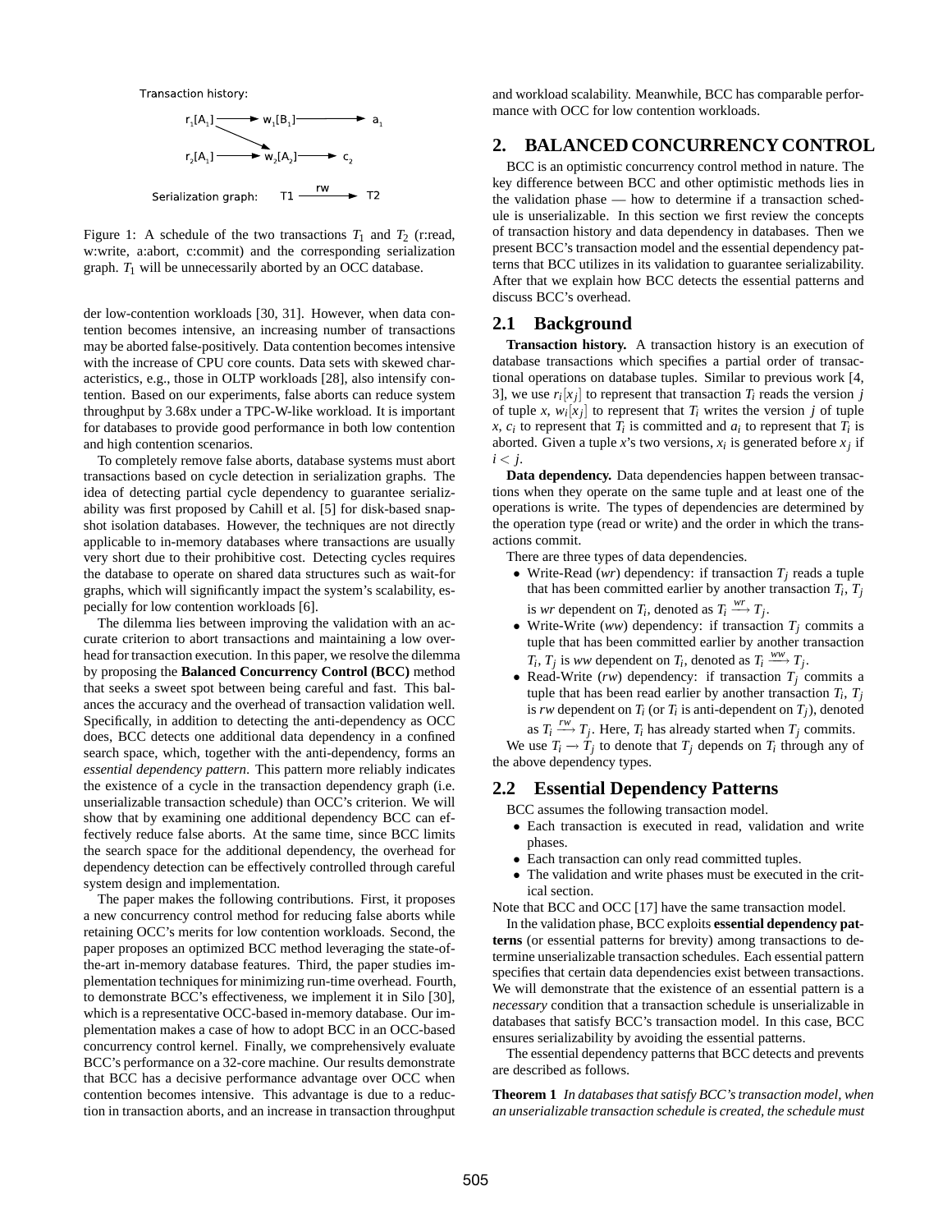Transaction history:

$r_1[A_1]$ → $w_1[B_1]$ → $a_1$

$r_2[A_1]$ → $w_2[A_2]$ → $c_2$

Serialization graph: T1 $\xrightarrow{rw}$ T2

Figure 1: A schedule of the two transactions $T_1$ and $T_2$ (r:read, w:write, a:abort, c:commit) and the corresponding serialization graph. $T_1$ will be unnecessarily aborted by an OCC database.

der low-contention workloads [30, 31]. However, when data contention becomes intensive, an increasing number of transactions may be aborted false-positively. Data contention becomes intensive with the increase of CPU core counts. Data sets with skewed characteristics, e.g., those in OLTP workloads [28], also intensify contention. Based on our experiments, false aborts can reduce system throughput by 3.68x under a TPC-W-like workload. It is important for databases to provide good performance in both low contention and high contention scenarios.

To completely remove false aborts, database systems must abort transactions based on cycle detection in serialization graphs. The idea of detecting partial cycle dependency to guarantee serializability was first proposed by Cahill et al. [5] for disk-based snapshot isolation databases. However, the techniques are not directly applicable to in-memory databases where transactions are usually very short due to their prohibitive cost. Detecting cycles requires the database to operate on shared data structures such as wait-for graphs, which will significantly impact the system's scalability, especially for low contention workloads [6].

The dilemma lies between improving the validation with an accurate criterion to abort transactions and maintaining a low overhead for transaction execution. In this paper, we resolve the dilemma by proposing the **Balanced Concurrency Control (BCC)** method that seeks a sweet spot between being careful and fast. This balances the accuracy and the overhead of transaction validation well. Specifically, in addition to detecting the anti-dependency as OCC does, BCC detects one additional data dependency in a confined search space, which, together with the anti-dependency, forms an *essential dependency pattern*. This pattern more reliably indicates the existence of a cycle in the transaction dependency graph (i.e. unserializable transaction schedule) than OCC's criterion. We will show that by examining one additional dependency BCC can effectively reduce false aborts. At the same time, since BCC limits the search space for the additional dependency, the overhead for dependency detection can be effectively controlled through careful system design and implementation.

The paper makes the following contributions. First, it proposes a new concurrency control method for reducing false aborts while retaining OCC's merits for low contention workloads. Second, the paper proposes an optimized BCC method leveraging the state-of-the-art in-memory database features. Third, the paper studies implementation techniques for minimizing run-time overhead. Fourth, to demonstrate BCC's effectiveness, we implement it in Silo [30], which is a representative OCC-based in-memory database. Our implementation makes a case of how to adopt BCC in an OCC-based concurrency control kernel. Finally, we comprehensively evaluate BCC's performance on a 32-core machine. Our results demonstrate that BCC has a decisive performance advantage over OCC when contention becomes intensive. This advantage is due to a reduction in transaction aborts, and an increase in transaction throughput and workload scalability. Meanwhile, BCC has comparable performance with OCC for low contention workloads.

## 2. BALANCED CONCURRENCY CONTROL

BCC is an optimistic concurrency control method in nature. The key difference between BCC and other optimistic methods lies in the validation phase — how to determine if a transaction schedule is unserializable. In this section we first review the concepts of transaction history and data dependency in databases. Then we present BCC's transaction model and the essential dependency patterns that BCC utilizes in its validation to guarantee serializability. After that we explain how BCC detects the essential patterns and discuss BCC's overhead.

### 2.1 Background

**Transaction history.** A transaction history is an execution of database transactions which specifies a partial order of transactional operations on database tuples. Similar to previous work [4, 3], we use $r_i[x_j]$ to represent that transaction $T_i$ reads the version $j$ of tuple $x$, $w_i[x_j]$ to represent that $T_i$ writes the version $j$ of tuple $x$, $c_i$ to represent that $T_i$ is committed and $a_i$ to represent that $T_i$ is aborted. Given a tuple $x$'s two versions, $x_i$ is generated before $x_j$ if $i < j$.

**Data dependency.** Data dependencies happen between transactions when they operate on the same tuple and at least one of the operations is write. The types of dependencies are determined by the operation type (read or write) and the order in which the transactions commit.

There are three types of data dependencies.

- Write-Read (*wr*) dependency: if transaction $T_j$ reads a tuple that has been committed earlier by another transaction $T_i$, $T_j$ is *wr* dependent on $T_i$, denoted as $T_i \xrightarrow{wr} T_j$.
- Write-Write (*ww*) dependency: if transaction $T_j$ commits a tuple that has been committed earlier by another transaction $T_i$, $T_j$ is *ww* dependent on $T_i$, denoted as $T_i \xrightarrow{ww} T_j$.
- Read-Write (*rw*) dependency: if transaction $T_j$ commits a tuple that has been read earlier by another transaction $T_i$, $T_j$ is *rw* dependent on $T_i$ (or $T_i$ is anti-dependent on $T_j$), denoted as $T_i \xrightarrow{rw} T_j$. Here, $T_i$ has already started when $T_j$ commits.

We use $T_i \rightarrow T_j$ to denote that $T_j$ depends on $T_i$ through any of the above dependency types.

### 2.2 Essential Dependency Patterns

BCC assumes the following transaction model.

- Each transaction is executed in read, validation and write phases.
- Each transaction can only read committed tuples.
- The validation and write phases must be executed in the critical section.

Note that BCC and OCC [17] have the same transaction model.

In the validation phase, BCC exploits **essential dependency patterns** (or essential patterns for brevity) among transactions to determine unserializable transaction schedules. Each essential pattern specifies that certain data dependencies exist between transactions. We will demonstrate that the existence of an essential pattern is a *necessary* condition that a transaction schedule is unserializable in databases that satisfy BCC's transaction model. In this case, BCC ensures serializability by avoiding the essential patterns.

The essential dependency patterns that BCC detects and prevents are described as follows.

**Theorem 1** *In databases that satisfy BCC's transaction model, when an unserializable transaction schedule is created, the schedule must*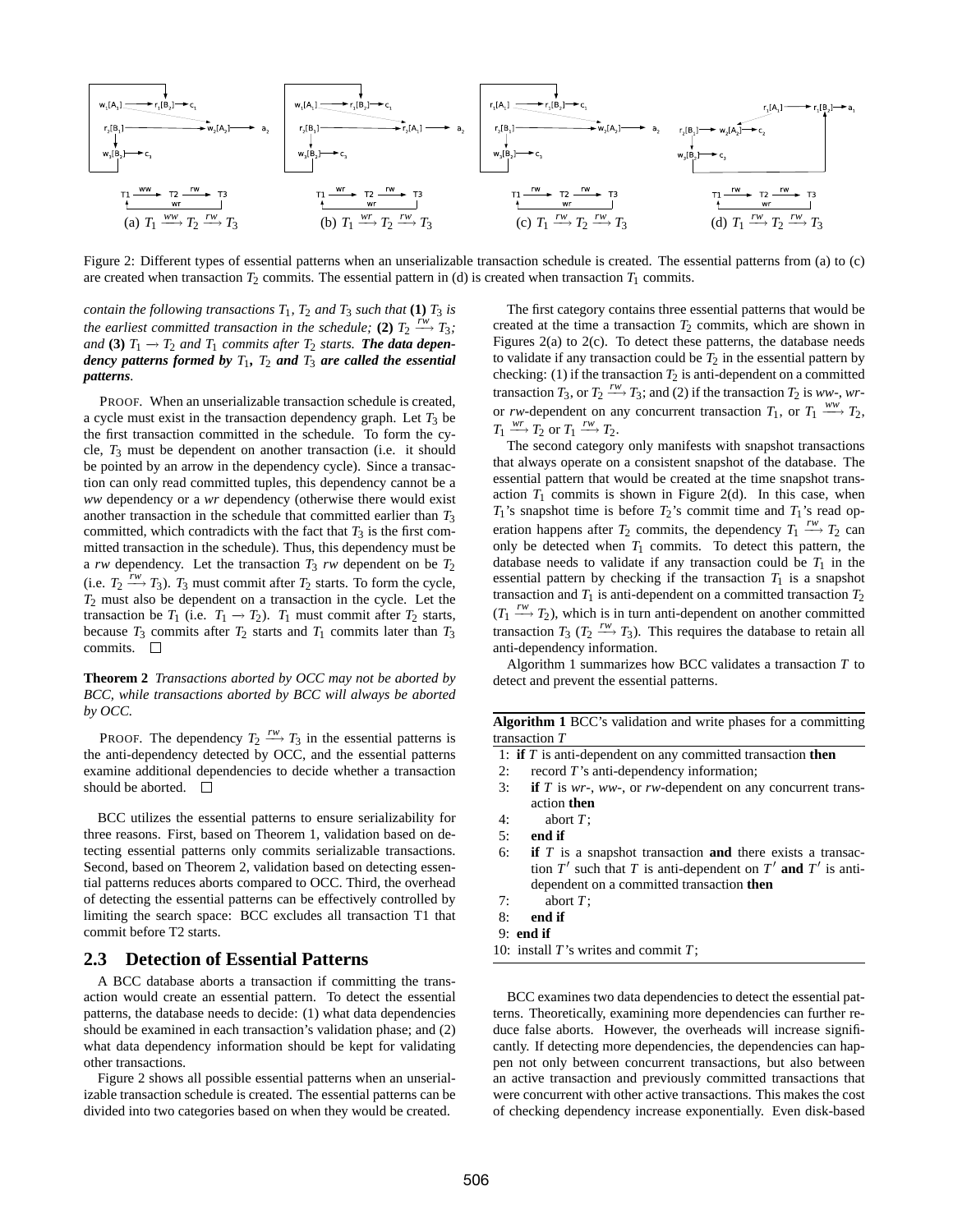Figure 2: Different types of essential patterns when an unserializable transaction schedule is created. The essential patterns from (a) to (c) are created when transaction $T_2$ commits. The essential pattern in (d) is created when transaction $T_1$ commits.

(a) $T_1 \xrightarrow{ww} T_2 \xrightarrow{rw} T_3$ (b) $T_1 \xrightarrow{wr} T_2 \xrightarrow{rw} T_3$ (c) $T_1 \xrightarrow{rw} T_2 \xrightarrow{rw} T_3$ (d) $T_1 \xrightarrow{rw} T_2 \xrightarrow{rw} T_3$

*contain the following transactions $T_1$, $T_2$ and $T_3$ such that* **(1)** *$T_3$ is the earliest committed transaction in the schedule;* **(2)** *$T_2 \xrightarrow{rw} T_3$; and* **(3)** *$T_1 \rightarrow T_2$ and $T_1$ commits after $T_2$ starts.* ***The data dependency patterns formed by $T_1$, $T_2$ and $T_3$ are called the essential patterns.***

PROOF. When an unserializable transaction schedule is created, a cycle must exist in the transaction dependency graph. Let $T_3$ be the first transaction committed in the schedule. To form the cycle, $T_3$ must be dependent on another transaction (i.e. it should be pointed by an arrow in the dependency cycle). Since a transaction can only read committed tuples, this dependency cannot be a *ww* dependency or a *wr* dependency (otherwise there would exist another transaction in the schedule that committed earlier than $T_3$ committed, which contradicts with the fact that $T_3$ is the first committed transaction in the schedule). Thus, this dependency must be a *rw* dependency. Let the transaction $T_3$ *rw* dependent on be $T_2$ (i.e. $T_2 \xrightarrow{rw} T_3$). $T_3$ must commit after $T_2$ starts. To form the cycle, $T_2$ must also be dependent on a transaction in the cycle. Let the transaction be $T_1$ (i.e. $T_1 \rightarrow T_2$). $T_1$ must commit after $T_2$ starts, because $T_3$ commits after $T_2$ starts and $T_1$ commits later than $T_3$ commits. □

**Theorem 2** *Transactions aborted by OCC may not be aborted by BCC, while transactions aborted by BCC will always be aborted by OCC.*

PROOF. The dependency $T_2 \xrightarrow{rw} T_3$ in the essential patterns is the anti-dependency detected by OCC, and the essential patterns examine additional dependencies to decide whether a transaction should be aborted. □

BCC utilizes the essential patterns to ensure serializability for three reasons. First, based on Theorem 1, validation based on detecting essential patterns only commits serializable transactions. Second, based on Theorem 2, validation based on detecting essential patterns reduces aborts compared to OCC. Third, the overhead of detecting the essential patterns can be effectively controlled by limiting the search space: BCC excludes all transaction T1 that commit before T2 starts.

## 2.3 Detection of Essential Patterns

A BCC database aborts a transaction if committing the transaction would create an essential pattern. To detect the essential patterns, the database needs to decide: (1) what data dependencies should be examined in each transaction's validation phase; and (2) what data dependency information should be kept for validating other transactions.

Figure 2 shows all possible essential patterns when an unserializable transaction schedule is created. The essential patterns can be divided into two categories based on when they would be created.

The first category contains three essential patterns that would be created at the time a transaction $T_2$ commits, which are shown in Figures 2(a) to 2(c). To detect these patterns, the database needs to validate if any transaction could be $T_2$ in the essential pattern by checking: (1) if the transaction $T_2$ is anti-dependent on a committed transaction $T_3$, or $T_2 \xrightarrow{rw} T_3$; and (2) if the transaction $T_2$ is *ww*-, *wr*- or *rw*-dependent on any concurrent transaction $T_1$, or $T_1 \xrightarrow{ww} T_2$, $T_1 \xrightarrow{wr} T_2$ or $T_1 \xrightarrow{rw} T_2$.

The second category only manifests with snapshot transactions that always operate on a consistent snapshot of the database. The essential pattern that would be created at the time snapshot transaction $T_1$ commits is shown in Figure 2(d). In this case, when $T_1$'s snapshot time is before $T_2$'s commit time and $T_1$'s read operation happens after $T_2$ commits, the dependency $T_1 \xrightarrow{rw} T_2$ can only be detected when $T_1$ commits. To detect this pattern, the database needs to validate if any transaction could be $T_1$ in the essential pattern by checking if the transaction $T_1$ is a snapshot transaction and $T_1$ is anti-dependent on a committed transaction $T_2$ ($T_1 \xrightarrow{rw} T_2$), which is in turn anti-dependent on another committed transaction $T_3$ ($T_2 \xrightarrow{rw} T_3$). This requires the database to retain all anti-dependency information.

Algorithm 1 summarizes how BCC validates a transaction $T$ to detect and prevent the essential patterns.

**Algorithm 1** BCC's validation and write phases for a committing transaction $T$

```
1: if T is anti-dependent on any committed transaction then
2:    record T's anti-dependency information;
3:    if T is wr-, ww-, or rw-dependent on any concurrent transaction then
4:       abort T;
5:    end if
6:    if T is a snapshot transaction and there exists a transaction T' such that T is anti-dependent on T' and T' is anti-dependent on a committed transaction then
7:       abort T;
8:    end if
9: end if
10: install T's writes and commit T;
```

BCC examines two data dependencies to detect the essential patterns. Theoretically, examining more dependencies can further reduce false aborts. However, the overheads will increase significantly. If detecting more dependencies, the dependencies can happen not only between concurrent transactions, but also between an active transaction and previously committed transactions that were concurrent with other active transactions. This makes the cost of checking dependency increase exponentially. Even disk-based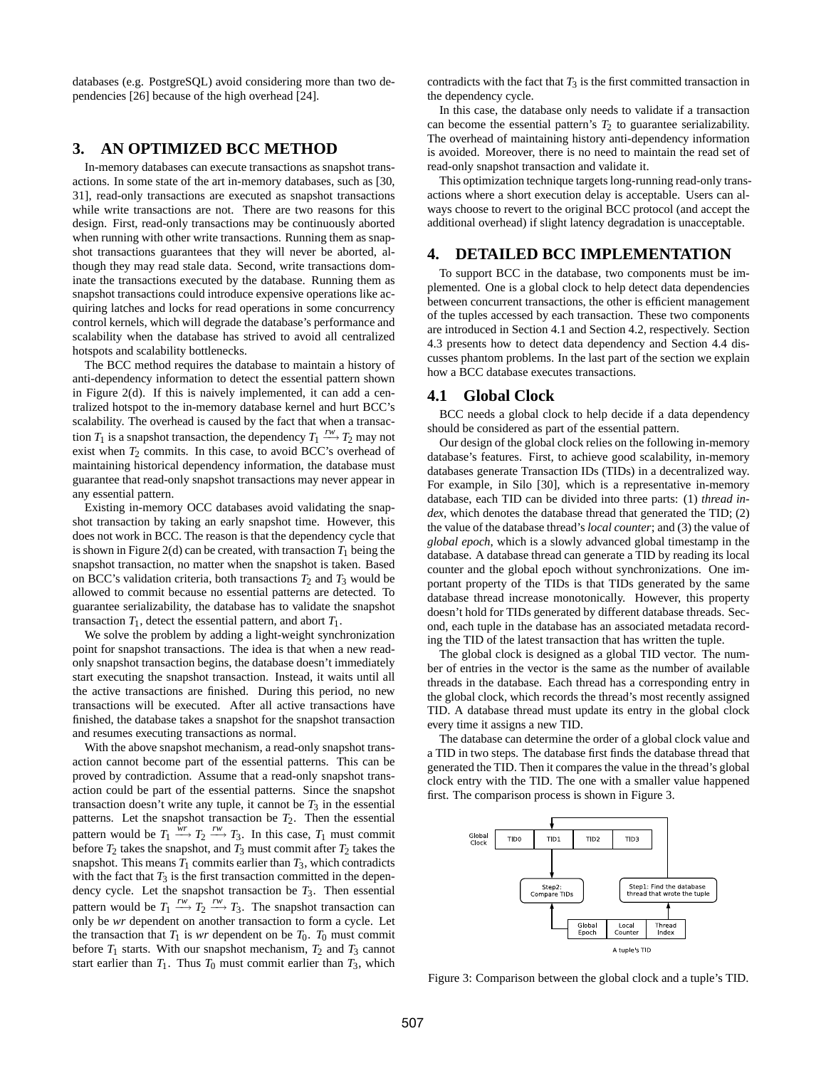databases (e.g. PostgreSQL) avoid considering more than two dependencies [26] because of the high overhead [24].

## 3. AN OPTIMIZED BCC METHOD

In-memory databases can execute transactions as snapshot transactions. In some state of the art in-memory databases, such as [30, 31], read-only transactions are executed as snapshot transactions while write transactions are not. There are two reasons for this design. First, read-only transactions may be continuously aborted when running with other write transactions. Running them as snapshot transactions guarantees that they will never be aborted, although they may read stale data. Second, write transactions dominate the transactions executed by the database. Running them as snapshot transactions could introduce expensive operations like acquiring latches and locks for read operations in some concurrency control kernels, which will degrade the database's performance and scalability when the database has strived to avoid all centralized hotspots and scalability bottlenecks.

The BCC method requires the database to maintain a history of anti-dependency information to detect the essential pattern shown in Figure 2(d). If this is naively implemented, it can add a centralized hotspot to the in-memory database kernel and hurt BCC's scalability. The overhead is caused by the fact that when a transaction $T_1$ is a snapshot transaction, the dependency $T_1 \xrightarrow{rw} T_2$ may not exist when $T_2$ commits. In this case, to avoid BCC's overhead of maintaining historical dependency information, the database must guarantee that read-only snapshot transactions may never appear in any essential pattern.

Existing in-memory OCC databases avoid validating the snapshot transaction by taking an early snapshot time. However, this does not work in BCC. The reason is that the dependency cycle that is shown in Figure 2(d) can be created, with transaction $T_1$ being the snapshot transaction, no matter when the snapshot is taken. Based on BCC's validation criteria, both transactions $T_2$ and $T_3$ would be allowed to commit because no essential patterns are detected. To guarantee serializability, the database has to validate the snapshot transaction $T_1$, detect the essential pattern, and abort $T_1$.

We solve the problem by adding a light-weight synchronization point for snapshot transactions. The idea is that when a new read-only snapshot transaction begins, the database doesn't immediately start executing the snapshot transaction. Instead, it waits until all the active transactions are finished. During this period, no new transactions will be executed. After all active transactions have finished, the database takes a snapshot for the snapshot transaction and resumes executing transactions as normal.

With the above snapshot mechanism, a read-only snapshot transaction cannot become part of the essential patterns. This can be proved by contradiction. Assume that a read-only snapshot transaction could be part of the essential patterns. Since the snapshot transaction doesn't write any tuple, it cannot be $T_3$ in the essential patterns. Let the snapshot transaction be $T_2$. Then the essential pattern would be $T_1 \xrightarrow{wr} T_2 \xrightarrow{rw} T_3$. In this case, $T_1$ must commit before $T_2$ takes the snapshot, and $T_3$ must commit after $T_2$ takes the snapshot. This means $T_1$ commits earlier than $T_3$, which contradicts with the fact that $T_3$ is the first transaction committed in the dependency cycle. Let the snapshot transaction be $T_3$. Then essential pattern would be $T_1 \xrightarrow{rw} T_2 \xrightarrow{rw} T_3$. The snapshot transaction can only be *wr* dependent on another transaction to form a cycle. Let the transaction that $T_1$ is *wr* dependent on be $T_0$. $T_0$ must commit before $T_1$ starts. With our snapshot mechanism, $T_2$ and $T_3$ cannot start earlier than $T_1$. Thus $T_0$ must commit earlier than $T_3$, which contradicts with the fact that $T_3$ is the first committed transaction in the dependency cycle.

In this case, the database only needs to validate if a transaction can become the essential pattern's $T_2$ to guarantee serializability. The overhead of maintaining history anti-dependency information is avoided. Moreover, there is no need to maintain the read set of read-only snapshot transaction and validate it.

This optimization technique targets long-running read-only transactions where a short execution delay is acceptable. Users can always choose to revert to the original BCC protocol (and accept the additional overhead) if slight latency degradation is unacceptable.

## 4. DETAILED BCC IMPLEMENTATION

To support BCC in the database, two components must be implemented. One is a global clock to help detect data dependencies between concurrent transactions, the other is the efficient management of the tuples accessed by each transaction. These two components are introduced in Section 4.1 and Section 4.2, respectively. Section 4.3 presents how to detect data dependency and Section 4.4 discusses phantom problems. In the last part of the section we explain how a BCC database executes transactions.

### 4.1 Global Clock

BCC needs a global clock to help decide if a data dependency should be considered as part of the essential pattern.

Our design of the global clock relies on the following in-memory database's features. First, to achieve good scalability, in-memory databases generate Transaction IDs (TIDs) in a decentralized way. For example, in Silo [30], which is a representative in-memory database, each TID can be divided into three parts: (1) *thread index*, which denotes the database thread that generated the TID; (2) the value of the database thread's *local counter*; and (3) the value of *global epoch*, which is a slowly advanced global timestamp in the database. A database thread can generate a TID by reading its local counter and the global epoch without synchronizations. One important property of the TIDs is that TIDs generated by the same database thread increase monotonically. However, this property doesn't hold for TIDs generated by different database threads. Second, each tuple in the database has an associated metadata recording the TID of the latest transaction that has written the tuple.

The global clock is designed as a global TID vector. The number of entries in the vector is the same as the number of available threads in the database. Each thread has a corresponding entry in the global clock, which records the thread's most recently assigned TID. A database thread must update its entry in the global clock every time it assigns a new TID.

The database can determine the order of a global clock value and a TID in two steps. The database first finds the database thread that generated the TID. Then it compares the value in the thread's global clock entry with the TID. The one with a smaller value happened first. The comparison process is shown in Figure 3.

Figure 3: Comparison between the global clock and a tuple's TID.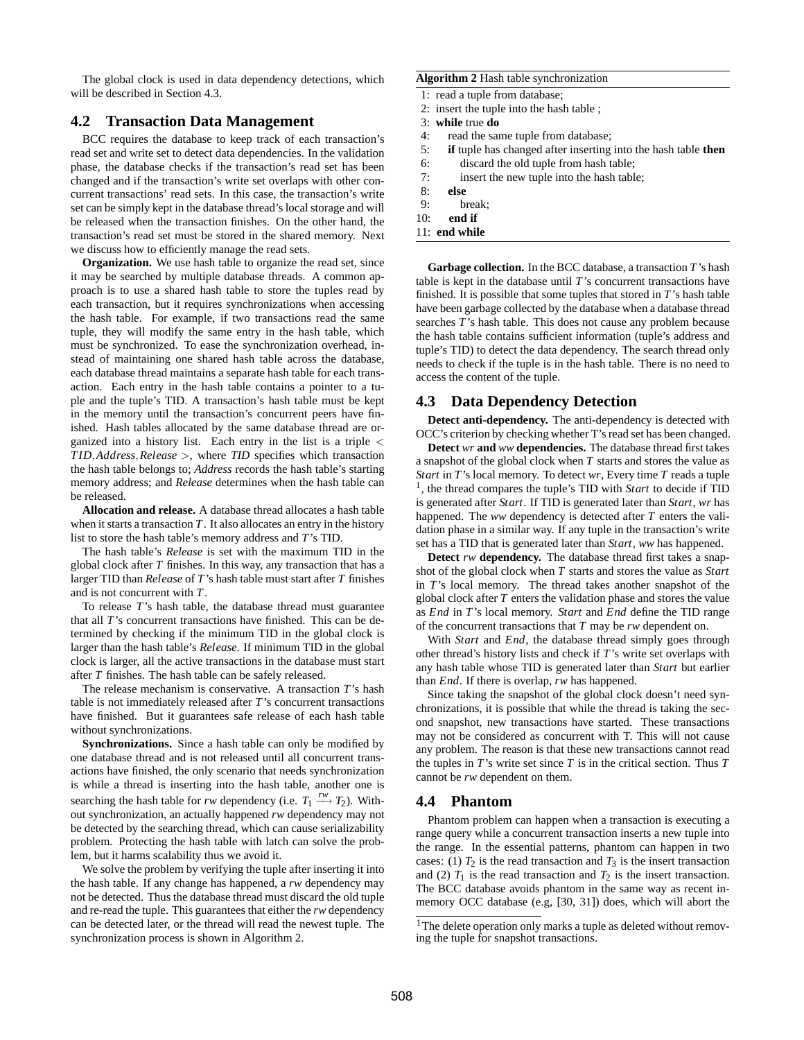The global clock is used in data dependency detections, which will be described in Section 4.3.

## 4.2 Transaction Data Management

BCC requires the database to keep track of each transaction's read set and write set to detect data dependencies. In the validation phase, the database checks if the transaction's read set has been changed and if the transaction's write set overlaps with other concurrent transactions' read sets. In this case, the transaction's write set can be simply kept in the database thread's local storage and will be released when the transaction finishes. On the other hand, the transaction's read set must be stored in the shared memory. Next we discuss how to efficiently manage the read sets.

**Organization.** We use hash table to organize the read set, since it may be searched by multiple database threads. A common approach is to use a shared hash table to store the tuples read by each transaction, but it requires synchronizations when accessing the hash table. For example, if two transactions read the same tuple, they will modify the same entry in the hash table, which must be synchronized. To ease the synchronization overhead, instead of maintaining one shared hash table across the database, each database thread maintains a separate hash table for each transaction. Each entry in the hash table contains a pointer to a tuple and the tuple's TID. A transaction's hash table must be kept in the memory until the transaction's concurrent peers have finished. Hash tables allocated by the same database thread are organized into a history list. Each entry in the list is a triple $< TID, Address, Release >$, where *TID* specifies which transaction the hash table belongs to; *Address* records the hash table's starting memory address; and *Release* determines when the hash table can be released.

**Allocation and release.** A database thread allocates a hash table when it starts a transaction $T$. It also allocates an entry in the history list to store the hash table's memory address and $T$'s TID.

The hash table's *Release* is set with the maximum TID in the global clock after $T$ finishes. In this way, any transaction that has a larger TID than *Release* of $T$'s hash table must start after $T$ finishes and is not concurrent with $T$.

To release $T$'s hash table, the database thread must guarantee that all $T$'s concurrent transactions have finished. This can be determined by checking if the minimum TID in the global clock is larger than the hash table's *Release*. If minimum TID in the global clock is larger, all the active transactions in the database must start after $T$ finishes. The hash table can be safely released.

The release mechanism is conservative. A transaction $T$'s hash table is not immediately released after $T$'s concurrent transactions have finished. But it guarantees safe release of each hash table without synchronizations.

**Synchronizations.** Since a hash table can only be modified by one database thread and is not released until all concurrent transactions have finished, the only scenario that needs synchronization is while a thread is inserting into the hash table, another one is searching the hash table for *rw* dependency (i.e. $T_1 \xrightarrow{rw} T_2$). Without synchronization, an actually happened *rw* dependency may not be detected by the searching thread, which can cause serializability problem. Protecting the hash table with latch can solve the problem, but it harms scalability thus we avoid it.

We solve the problem by verifying the tuple after inserting it into the hash table. If any change has happened, a *rw* dependency may not be detected. Thus the database thread must discard the old tuple and re-read the tuple. This guarantees that either the *rw* dependency can be detected later, or the thread will read the newest tuple. The synchronization process is shown in Algorithm 2.

**Algorithm 2** Hash table synchronization

```
1:  read a tuple from database;
2:  insert the tuple into the hash table ;
3:  while true do
4:      read the same tuple from database;
5:      if tuple has changed after inserting into the hash table then
6:          discard the old tuple from hash table;
7:          insert the new tuple into the hash table;
8:      else
9:          break;
10:     end if
11: end while
```

**Garbage collection.** In the BCC database, a transaction $T$'s hash table is kept in the database until $T$'s concurrent transactions have finished. It is possible that some tuples that stored in $T$'s hash table have been garbage collected by the database when a database thread searches $T$'s hash table. This does not cause any problem because the hash table contains sufficient information (tuple's address and tuple's TID) to detect the data dependency. The search thread only needs to check if the tuple is in the hash table. There is no need to access the content of the tuple.

## 4.3 Data Dependency Detection

**Detect anti-dependency.** The anti-dependency is detected with OCC's criterion by checking whether T's read set has been changed.

**Detect *wr* and *ww* dependencies.** The database thread first takes a snapshot of the global clock when $T$ starts and stores the value as *Start* in $T$'s local memory. To detect *wr*, Every time $T$ reads a tuple [1], the thread compares the tuple's TID with *Start* to decide if TID is generated after $Start$. If TID is generated later than $Start$, *wr* has happened. The *ww* dependency is detected after $T$ enters the validation phase in a similar way. If any tuple in the transaction's write set has a TID that is generated later than *Start*, *ww* has happened.

**Detect *rw* dependency.** The database thread first takes a snapshot of the global clock when $T$ starts and stores the value as *Start* in $T$'s local memory. The thread takes another snapshot of the global clock after $T$ enters the validation phase and stores the value as $End$ in $T$'s local memory. $Start$ and $End$ define the TID range of the concurrent transactions that $T$ may be *rw* dependent on.

With $Start$ and $End$, the database thread simply goes through other thread's history lists and check if $T$'s write set overlaps with any hash table whose TID is generated later than *Start* but earlier than $End$. If there is overlap, *rw* has happened.

Since taking the snapshot of the global clock doesn't need synchronizations, it is possible that while the thread is taking the second snapshot, new transactions have started. These transactions may not be considered as concurrent with T. This will not cause any problem. The reason is that these new transactions cannot read the tuples in $T$'s write set since $T$ is in the critical section. Thus $T$ cannot be *rw* dependent on them.

## 4.4 Phantom

Phantom problem can happen when a transaction is executing a range query while a concurrent transaction inserts a new tuple into the range. In the essential patterns, phantom can happen in two cases: (1) $T_2$ is the read transaction and $T_3$ is the insert transaction and (2) $T_1$ is the read transaction and $T_2$ is the insert transaction. The BCC database avoids phantom in the same way as recent in-memory OCC database (e.g, [30, 31]) does, which will abort the

[1] The delete operation only marks a tuple as deleted without removing the tuple for snapshot transactions.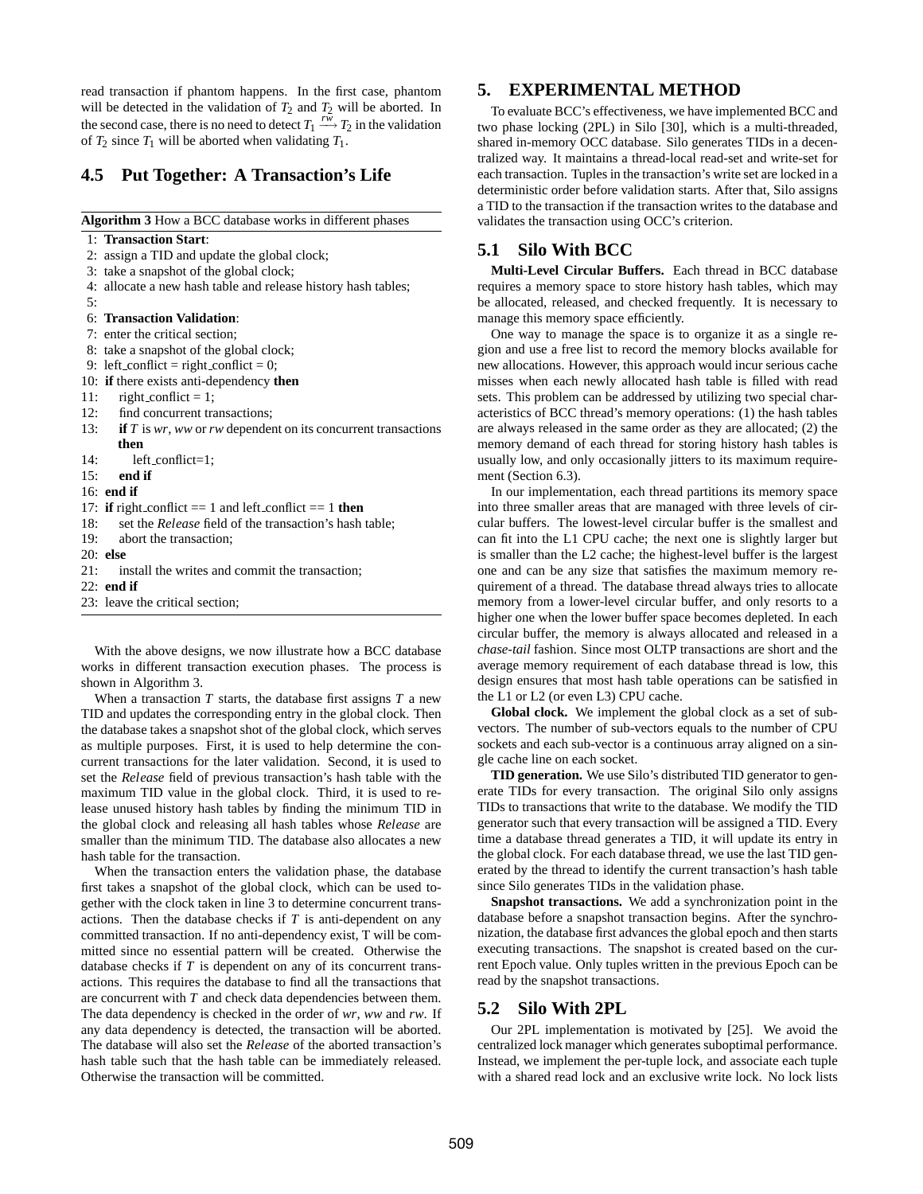read transaction if phantom happens. In the first case, phantom will be detected in the validation of $T_2$ and $T_2$ will be aborted. In the second case, there is no need to detect $T_1 \xrightarrow{rw} T_2$ in the validation of $T_2$ since $T_1$ will be aborted when validating $T_1$.

## 4.5 Put Together: A Transaction's Life

**Algorithm 3** How a BCC database works in different phases

```
1:  Transaction Start:
2:  assign a TID and update the global clock;
3:  take a snapshot of the global clock;
4:  allocate a new hash table and release history hash tables;
5:
6:  Transaction Validation:
7:  enter the critical section;
8:  take a snapshot of the global clock;
9:  left_conflict = right_conflict = 0;
10: if there exists anti-dependency then
11:     right_conflict = 1;
12:     find concurrent transactions;
13:     if T is wr, ww or rw dependent on its concurrent transactions
        then
14:         left_conflict=1;
15:     end if
16: end if
17: if right_conflict == 1 and left_conflict == 1 then
18:     set the Release field of the transaction's hash table;
19:     abort the transaction;
20: else
21:     install the writes and commit the transaction;
22: end if
23: leave the critical section;
```

With the above designs, we now illustrate how a BCC database works in different transaction execution phases. The process is shown in Algorithm 3.

When a transaction $T$ starts, the database first assigns $T$ a new TID and updates the corresponding entry in the global clock. Then the database takes a snapshot shot of the global clock, which serves as multiple purposes. First, it is used to help determine the concurrent transactions for the later validation. Second, it is used to set the *Release* field of previous transaction's hash table with the maximum TID value in the global clock. Third, it is used to release unused history hash tables by finding the minimum TID in the global clock and releasing all hash tables whose *Release* are smaller than the minimum TID. The database also allocates a new hash table for the transaction.

When the transaction enters the validation phase, the database first takes a snapshot of the global clock, which can be used together with the clock taken in line 3 to determine concurrent transactions. Then the database checks if $T$ is anti-dependent on any committed transaction. If no anti-dependency exist, T will be committed since no essential pattern will be created. Otherwise the database checks if $T$ is dependent on any of its concurrent transactions. This requires the database to find all the transactions that are concurrent with $T$ and check data dependencies between them. The data dependency is checked in the order of *wr*, *ww* and *rw*. If any data dependency is detected, the transaction will be aborted. The database will also set the *Release* of the aborted transaction's hash table such that the hash table can be immediately released. Otherwise the transaction will be committed.

# 5. EXPERIMENTAL METHOD

To evaluate BCC's effectiveness, we have implemented BCC and two phase locking (2PL) in Silo [30], which is a multi-threaded, shared in-memory OCC database. Silo generates TIDs in a decentralized way. It maintains a thread-local read-set and write-set for each transaction. Tuples in the transaction's write set are locked in a deterministic order before validation starts. After that, Silo assigns a TID to the transaction if the transaction writes to the database and validates the transaction using OCC's criterion.

## 5.1 Silo With BCC

**Multi-Level Circular Buffers.** Each thread in BCC database requires a memory space to store history hash tables, which may be allocated, released, and checked frequently. It is necessary to manage this memory space efficiently.

One way to manage the space is to organize it as a single region and use a free list to record the memory blocks available for new allocations. However, this approach would incur serious cache misses when each newly allocated hash table is filled with read sets. This problem can be addressed by utilizing two special characteristics of BCC thread's memory operations: (1) the hash tables are always released in the same order as they are allocated; (2) the memory demand of each thread for storing history hash tables is usually low, and only occasionally jitters to its maximum requirement (Section 6.3).

In our implementation, each thread partitions its memory space into three smaller areas that are managed with three levels of circular buffers. The lowest-level circular buffer is the smallest and can fit into the L1 CPU cache; the next one is slightly larger but is smaller than the L2 cache; the highest-level buffer is the largest one and can be any size that satisfies the maximum memory requirement of a thread. The database thread always tries to allocate memory from a lower-level circular buffer, and only resorts to a higher one when the lower buffer space becomes depleted. In each circular buffer, the memory is always allocated and released in a *chase-tail* fashion. Since most OLTP transactions are short and the average memory requirement of each database thread is low, this design ensures that most hash table operations can be satisfied in the L1 or L2 (or even L3) CPU cache.

**Global clock.** We implement the global clock as a set of subvectors. The number of sub-vectors equals to the number of CPU sockets and each sub-vector is a continuous array aligned on a single cache line on each socket.

**TID generation.** We use Silo's distributed TID generator to generate TIDs for every transaction. The original Silo only assigns TIDs to transactions that write to the database. We modify the TID generator such that every transaction will be assigned a TID. Every time a database thread generates a TID, it will update its entry in the global clock. For each database thread, we use the last TID generated by the thread to identify the current transaction's hash table since Silo generates TIDs in the validation phase.

**Snapshot transactions.** We add a synchronization point in the database before a snapshot transaction begins. After the synchronization, the database first advances the global epoch and then starts executing transactions. The snapshot is created based on the current Epoch value. Only tuples written in the previous Epoch can be read by the snapshot transactions.

## 5.2 Silo With 2PL

Our 2PL implementation is motivated by [25]. We avoid the centralized lock manager which generates suboptimal performance. Instead, we implement the per-tuple lock, and associate each tuple with a shared read lock and an exclusive write lock. No lock lists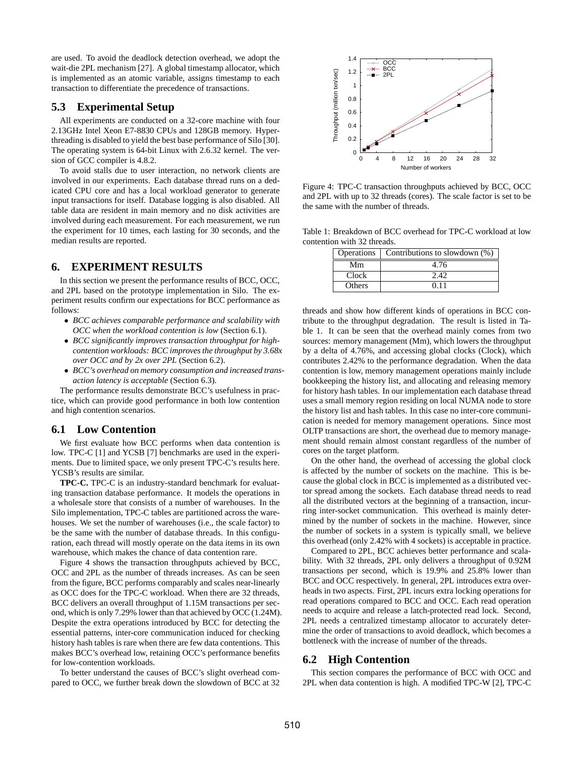are used. To avoid the deadlock detection overhead, we adopt the wait-die 2PL mechanism [27]. A global timestamp allocator, which is implemented as an atomic variable, assigns timestamp to each transaction to differentiate the precedence of transactions.

### 5.3 Experimental Setup

All experiments are conducted on a 32-core machine with four 2.13GHz Intel Xeon E7-8830 CPUs and 128GB memory. Hyper-threading is disabled to yield the best base performance of Silo [30]. The operating system is 64-bit Linux with 2.6.32 kernel. The version of GCC compiler is 4.8.2.

To avoid stalls due to user interaction, no network clients are involved in our experiments. Each database thread runs on a dedicated CPU core and has a local workload generator to generate input transactions for itself. Database logging is also disabled. All table data are resident in main memory and no disk activities are involved during each measurement. For each measurement, we run the experiment for 10 times, each lasting for 30 seconds, and the median results are reported.

## 6. EXPERIMENT RESULTS

In this section we present the performance results of BCC, OCC, and 2PL based on the prototype implementation in Silo. The experiment results confirm our expectations for BCC performance as follows:

- *BCC achieves comparable performance and scalability with OCC when the workload contention is low* (Section 6.1).
- *BCC significantly improves transaction throughput for high-contention workloads: BCC improves the throughput by 3.68x over OCC and by 2x over 2PL* (Section 6.2).
- *BCC's overhead on memory consumption and increased transaction latency is acceptable* (Section 6.3).

The performance results demonstrate BCC's usefulness in practice, which can provide good performance in both low contention and high contention scenarios.

### 6.1 Low Contention

We first evaluate how BCC performs when data contention is low. TPC-C [1] and YCSB [7] benchmarks are used in the experiments. Due to limited space, we only present TPC-C's results here. YCSB's results are similar.

**TPC-C.** TPC-C is an industry-standard benchmark for evaluating transaction database performance. It models the operations in a wholesale store that consists of a number of warehouses. In the Silo implementation, TPC-C tables are partitioned across the warehouses. We set the number of warehouses (i.e., the scale factor) to be the same with the number of database threads. In this configuration, each thread will mostly operate on the data items in its own warehouse, which makes the chance of data contention rare.

Figure 4 shows the transaction throughputs achieved by BCC, OCC and 2PL as the number of threads increases. As can be seen from the figure, BCC performs comparably and scales near-linearly as OCC does for the TPC-C workload. When there are 32 threads, BCC delivers an overall throughput of 1.15M transactions per second, which is only 7.29% lower than that achieved by OCC (1.24M). Despite the extra operations introduced by BCC for detecting the essential patterns, inter-core communication induced for checking history hash tables is rare when there are few data contentions. This makes BCC's overhead low, retaining OCC's performance benefits for low-contention workloads.

To better understand the causes of BCC's slight overhead compared to OCC, we further break down the slowdown of BCC at 32 threads and show how different kinds of operations in BCC contribute to the throughput degradation. The result is listed in Table 1. It can be seen that the overhead mainly comes from two sources: memory management (Mm), which lowers the throughput by a delta of 4.76%, and accessing global clocks (Clock), which contributes 2.42% to the performance degradation. When the data contention is low, memory management operations mainly include bookkeeping the history list, and allocating and releasing memory for history hash tables. In our implementation each database thread uses a small memory region residing on local NUMA node to store the history list and hash tables. In this case no inter-core communication is needed for memory management operations. Since most OLTP transactions are short, the overhead due to memory management should remain almost constant regardless of the number of cores on the target platform.

Figure 4: TPC-C transaction throughputs achieved by BCC, OCC and 2PL with up to 32 threads (cores). The scale factor is set to be the same with the number of threads.

Table 1: Breakdown of BCC overhead for TPC-C workload at low contention with 32 threads.

| Operations | Contributions to slowdown (%) |
|---|---|
| Mm | 4.76 |
| Clock | 2.42 |
| Others | 0.11 |

On the other hand, the overhead of accessing the global clock is affected by the number of sockets on the machine. This is because the global clock in BCC is implemented as a distributed vector spread among the sockets. Each database thread needs to read all the distributed vectors at the beginning of a transaction, incurring inter-socket communication. This overhead is mainly determined by the number of sockets in the machine. However, since the number of sockets in a system is typically small, we believe this overhead (only 2.42% with 4 sockets) is acceptable in practice.

Compared to 2PL, BCC achieves better performance and scalability. With 32 threads, 2PL only delivers a throughput of 0.92M transactions per second, which is 19.9% and 25.8% lower than BCC and OCC respectively. In general, 2PL introduces extra overheads in two aspects. First, 2PL incurs extra locking operations for read operations compared to BCC and OCC. Each read operation needs to acquire and release a latch-protected read lock. Second, 2PL needs a centralized timestamp allocator to accurately determine the order of transactions to avoid deadlock, which becomes a bottleneck with the increase of number of the threads.

### 6.2 High Contention

This section compares the performance of BCC with OCC and 2PL when data contention is high. A modified TPC-W [2], TPC-C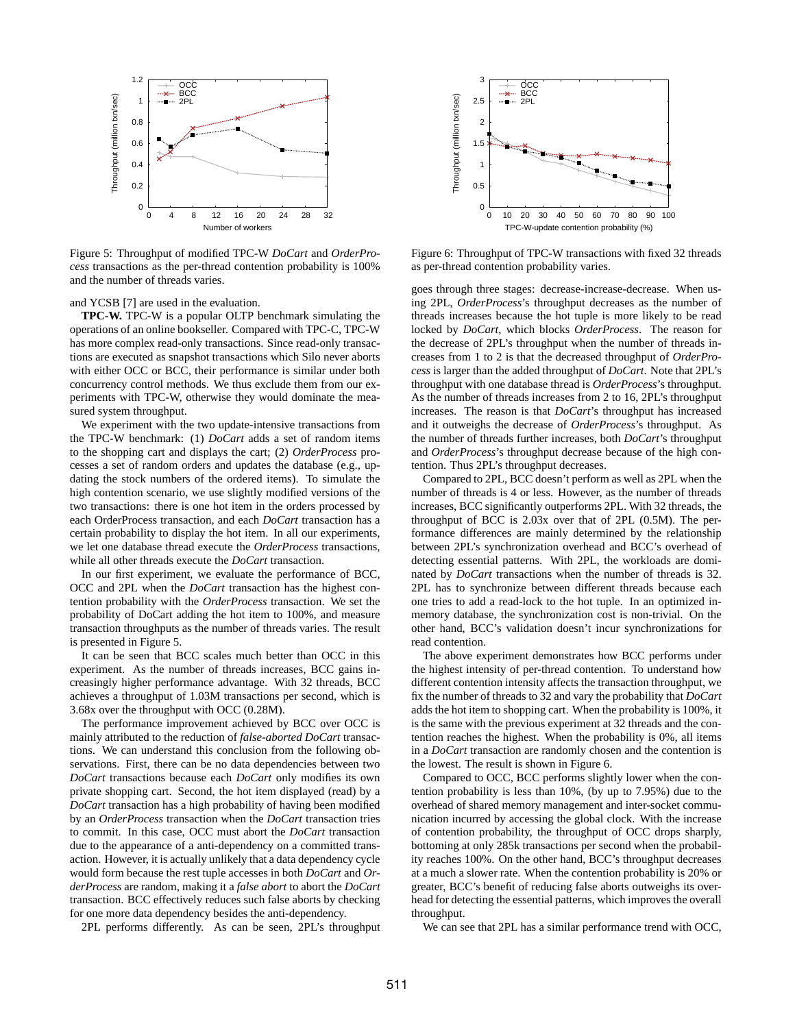Figure 5: Throughput of modified TPC-W *DoCart* and *OrderProcess* transactions as the per-thread contention probability is 100% and the number of threads varies.

Figure 6: Throughput of TPC-W transactions with fixed 32 threads as per-thread contention probability varies.

and YCSB [7] are used in the evaluation.

**TPC-W.** TPC-W is a popular OLTP benchmark simulating the operations of an online bookseller. Compared with TPC-C, TPC-W has more complex read-only transactions. Since read-only transactions are executed as snapshot transactions which Silo never aborts with either OCC or BCC, their performance is similar under both concurrency control methods. We thus exclude them from our experiments with TPC-W, otherwise they would dominate the measured system throughput.

We experiment with the two update-intensive transactions from the TPC-W benchmark: (1) *DoCart* adds a set of random items to the shopping cart and displays the cart; (2) *OrderProcess* processes a set of random orders and updates the database (e.g., updating the stock numbers of the ordered items). To simulate the high contention scenario, we use slightly modified versions of the two transactions: there is one hot item in the orders processed by each OrderProcess transaction, and each *DoCart* transaction has a certain probability to display the hot item. In all our experiments, we let one database thread execute the *OrderProcess* transactions, while all other threads execute the *DoCart* transaction.

In our first experiment, we evaluate the performance of BCC, OCC and 2PL when the *DoCart* transaction has the highest contention probability with the *OrderProcess* transaction. We set the probability of DoCart adding the hot item to 100%, and measure transaction throughputs as the number of threads varies. The result is presented in Figure 5.

It can be seen that BCC scales much better than OCC in this experiment. As the number of threads increases, BCC gains increasingly higher performance advantage. With 32 threads, BCC achieves a throughput of 1.03M transactions per second, which is 3.68x over the throughput with OCC (0.28M).

The performance improvement achieved by BCC over OCC is mainly attributed to the reduction of *false-aborted DoCart* transactions. We can understand this conclusion from the following observations. First, there can be no data dependencies between two *DoCart* transactions because each *DoCart* only modifies its own private shopping cart. Second, the hot item displayed (read) by a *DoCart* transaction has a high probability of having been modified by an *OrderProcess* transaction when the *DoCart* transaction tries to commit. In this case, OCC must abort the *DoCart* transaction due to the appearance of a anti-dependency on a committed transaction. However, it is actually unlikely that a data dependency cycle would form because the rest tuple accesses in both *DoCart* and *OrderProcess* are random, making it a *false abort* to abort the *DoCart* transaction. BCC effectively reduces such false aborts by checking for one more data dependency besides the anti-dependency.

2PL performs differently. As can be seen, 2PL's throughput goes through three stages: decrease-increase-decrease. When using 2PL, *OrderProcess*'s throughput decreases as the number of threads increases because the hot tuple is more likely to be read locked by *DoCart*, which blocks *OrderProcess*. The reason for the decrease of 2PL's throughput when the number of threads increases from 1 to 2 is that the decreased throughput of *OrderProcess* is larger than the added throughput of *DoCart*. Note that 2PL's throughput with one database thread is *OrderProcess*'s throughput. As the number of threads increases from 2 to 16, 2PL's throughput increases. The reason is that *DoCart*'s throughput has increased and it outweighs the decrease of *OrderProcess*'s throughput. As the number of threads further increases, both *DoCart*'s throughput and *OrderProcess*'s throughput decrease because of the high contention. Thus 2PL's throughput decreases.

Compared to 2PL, BCC doesn't perform as well as 2PL when the number of threads is 4 or less. However, as the number of threads increases, BCC significantly outperforms 2PL. With 32 threads, the throughput of BCC is 2.03x over that of 2PL (0.5M). The performance differences are mainly determined by the relationship between 2PL's synchronization overhead and BCC's overhead of detecting essential patterns. With 2PL, the workloads are dominated by *DoCart* transactions when the number of threads is 32. 2PL has to synchronize between different threads because each one tries to add a read-lock to the hot tuple. In an optimized in-memory database, the synchronization cost is non-trivial. On the other hand, BCC's validation doesn't incur synchronizations for read contention.

The above experiment demonstrates how BCC performs under the highest intensity of per-thread contention. To understand how different contention intensity affects the transaction throughput, we fix the number of threads to 32 and vary the probability that *DoCart* adds the hot item to shopping cart. When the probability is 100%, it is the same with the previous experiment at 32 threads and the contention reaches the highest. When the probability is 0%, all items in a *DoCart* transaction are randomly chosen and the contention is the lowest. The result is shown in Figure 6.

Compared to OCC, BCC performs slightly lower when the contention probability is less than 10%, (by up to 7.95%) due to the overhead of shared memory management and inter-socket communication incurred by accessing the global clock. With the increase of contention probability, the throughput of OCC drops sharply, bottoming at only 285k transactions per second when the probability reaches 100%. On the other hand, BCC's throughput decreases at a much a slower rate. When the contention probability is 20% or greater, BCC's benefit of reducing false aborts outweighs its overhead for detecting the essential patterns, which improves the overall throughput.

We can see that 2PL has a similar performance trend with OCC,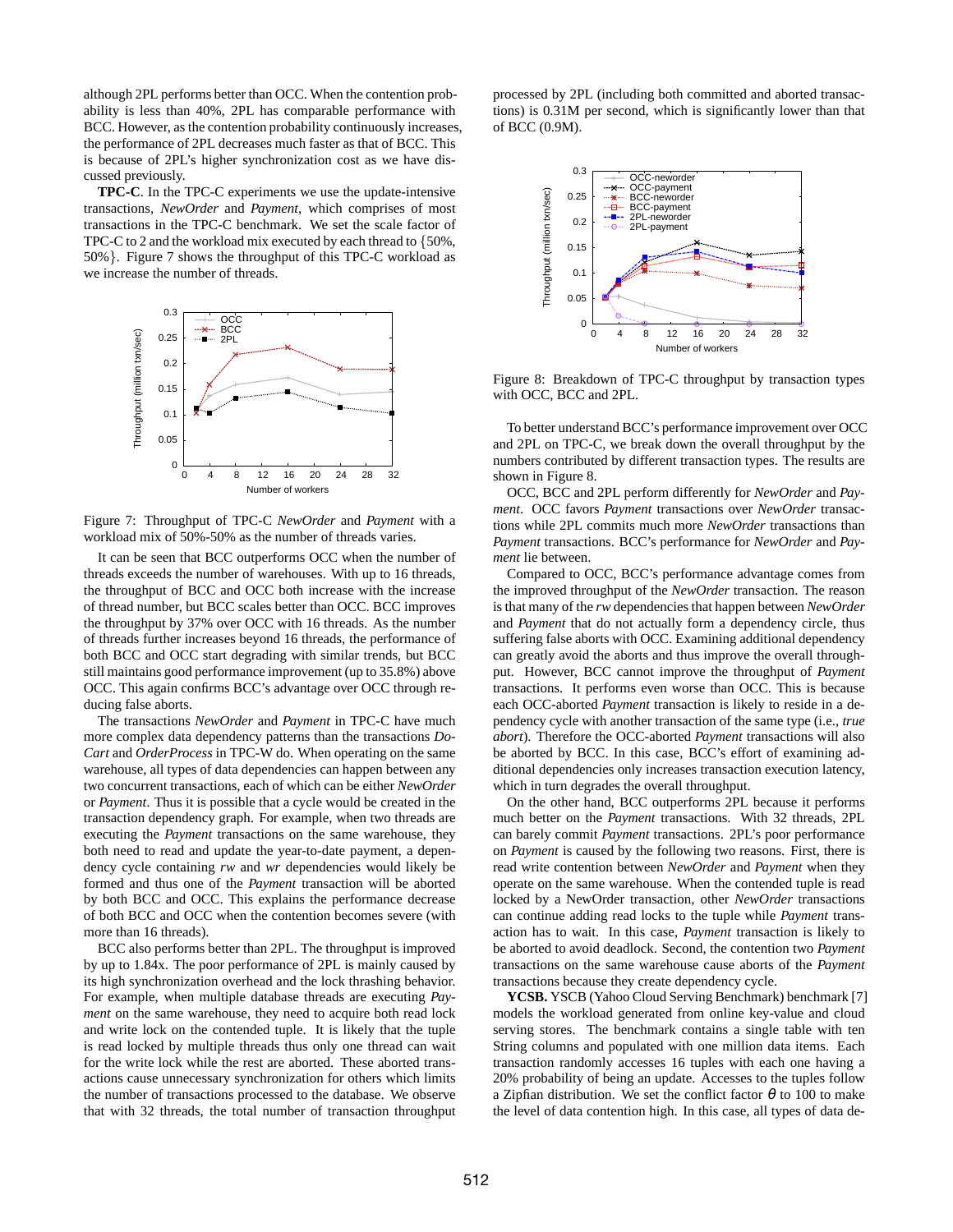although 2PL performs better than OCC. When the contention probability is less than 40%, 2PL has comparable performance with BCC. However, as the contention probability continuously increases, the performance of 2PL decreases much faster as that of BCC. This is because of 2PL's higher synchronization cost as we have discussed previously.

**TPC-C**. In the TPC-C experiments we use the update-intensive transactions, *NewOrder* and *Payment*, which comprises of most transactions in the TPC-C benchmark. We set the scale factor of TPC-C to 2 and the workload mix executed by each thread to {50%, 50%}. Figure 7 shows the throughput of this TPC-C workload as we increase the number of threads.

Figure 7: Throughput of TPC-C *NewOrder* and *Payment* with a workload mix of 50%-50% as the number of threads varies.

It can be seen that BCC outperforms OCC when the number of threads exceeds the number of warehouses. With up to 16 threads, the throughput of BCC and OCC both increase with the increase of thread number, but BCC scales better than OCC. BCC improves the throughput by 37% over OCC with 16 threads. As the number of threads further increases beyond 16 threads, the performance of both BCC and OCC start degrading with similar trends, but BCC still maintains good performance improvement (up to 35.8%) above OCC. This again confirms BCC's advantage over OCC through reducing false aborts.

The transactions *NewOrder* and *Payment* in TPC-C have much more complex data dependency patterns than the transactions *DoCart* and *OrderProcess* in TPC-W do. When operating on the same warehouse, all types of data dependencies can happen between any two concurrent transactions, each of which can be either *NewOrder* or *Payment*. Thus it is possible that a cycle would be created in the transaction dependency graph. For example, when two threads are executing the *Payment* transactions on the same warehouse, they both need to read and update the year-to-date payment, a dependency cycle containing *rw* and *wr* dependencies would likely be formed and thus one of the *Payment* transaction will be aborted by both BCC and OCC. This explains the performance decrease of both BCC and OCC when the contention becomes severe (with more than 16 threads).

BCC also performs better than 2PL. The throughput is improved by up to 1.84x. The poor performance of 2PL is mainly caused by its high synchronization overhead and the lock thrashing behavior. For example, when multiple database threads are executing *Payment* on the same warehouse, they need to acquire both read lock and write lock on the contended tuple. It is likely that the tuple is read locked by multiple threads thus only one thread can wait for the write lock while the rest are aborted. These aborted transactions cause unnecessary synchronization for others which limits the number of transactions processed to the database. We observe that with 32 threads, the total number of transaction throughput processed by 2PL (including both committed and aborted transactions) is 0.31M per second, which is significantly lower than that of BCC (0.9M).

Figure 8: Breakdown of TPC-C throughput by transaction types with OCC, BCC and 2PL.

To better understand BCC's performance improvement over OCC and 2PL on TPC-C, we break down the overall throughput by the numbers contributed by different transaction types. The results are shown in Figure 8.

OCC, BCC and 2PL perform differently for *NewOrder* and *Payment*. OCC favors *Payment* transactions over *NewOrder* transactions while 2PL commits much more *NewOrder* transactions than *Payment* transactions. BCC's performance for *NewOrder* and *Payment* lie between.

Compared to OCC, BCC's performance advantage comes from the improved throughput of the *NewOrder* transaction. The reason is that many of the *rw* dependencies that happen between *NewOrder* and *Payment* that do not actually form a dependency circle, thus suffering false aborts with OCC. Examining additional dependency can greatly avoid the aborts and thus improve the overall throughput. However, BCC cannot improve the throughput of *Payment* transactions. It performs even worse than OCC. This is because each OCC-aborted *Payment* transaction is likely to reside in a dependency cycle with another transaction of the same type (i.e., *true abort*). Therefore the OCC-aborted *Payment* transactions will also be aborted by BCC. In this case, BCC's effort of examining additional dependencies only increases transaction execution latency, which in turn degrades the overall throughput.

On the other hand, BCC outperforms 2PL because it performs much better on the *Payment* transactions. With 32 threads, 2PL can barely commit *Payment* transactions. 2PL's poor performance on *Payment* is caused by the following two reasons. First, there is read write contention between *NewOrder* and *Payment* when they operate on the same warehouse. When the contended tuple is read locked by a NewOrder transaction, other *NewOrder* transactions can continue adding read locks to the tuple while *Payment* transaction has to wait. In this case, *Payment* transaction is likely to be aborted to avoid deadlock. Second, the contention two *Payment* transactions on the same warehouse cause aborts of the *Payment* transactions because they create dependency cycle.

**YCSB.** YSCB (Yahoo Cloud Serving Benchmark) benchmark [7] models the workload generated from online key-value and cloud serving stores. The benchmark contains a single table with ten String columns and populated with one million data items. Each transaction randomly accesses 16 tuples with each one having a 20% probability of being an update. Accesses to the tuples follow a Zipfian distribution. We set the conflict factor $\theta$ to 100 to make the level of data contention high. In this case, all types of data de-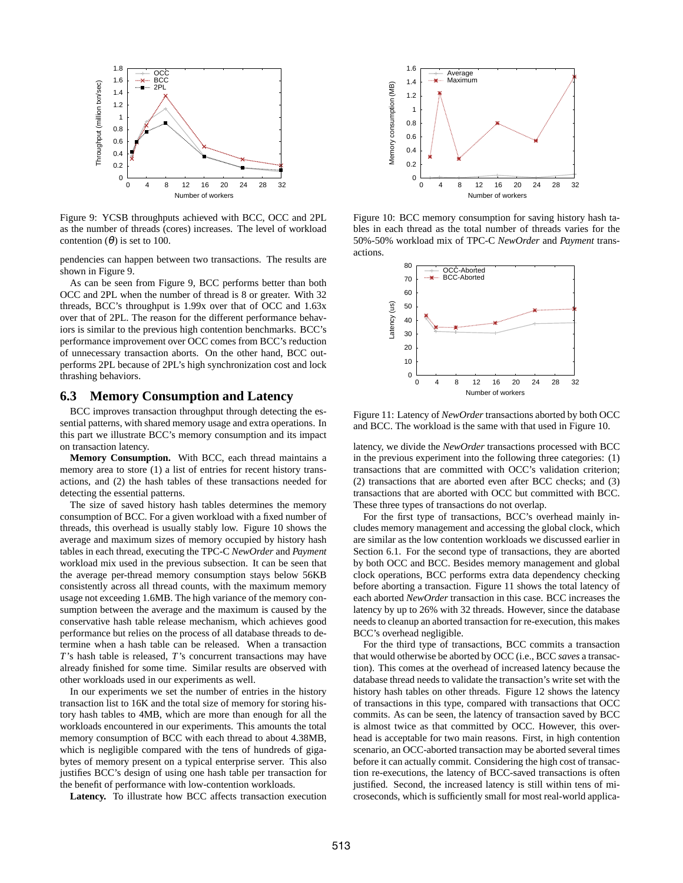Figure 9: YCSB throughputs achieved with BCC, OCC and 2PL as the number of threads (cores) increases. The level of workload contention ($\theta$) is set to 100.

pendencies can happen between two transactions. The results are shown in Figure 9.

As can be seen from Figure 9, BCC performs better than both OCC and 2PL when the number of thread is 8 or greater. With 32 threads, BCC's throughput is 1.99x over that of OCC and 1.63x over that of 2PL. The reason for the different performance behaviors is similar to the previous high contention benchmarks. BCC's performance improvement over OCC comes from BCC's reduction of unnecessary transaction aborts. On the other hand, BCC outperforms 2PL because of 2PL's high synchronization cost and lock thrashing behaviors.

## 6.3 Memory Consumption and Latency

BCC improves transaction throughput through detecting the essential patterns, with shared memory usage and extra operations. In this part we illustrate BCC's memory consumption and its impact on transaction latency.

**Memory Consumption.** With BCC, each thread maintains a memory area to store (1) a list of entries for recent history transactions, and (2) the hash tables of these transactions needed for detecting the essential patterns.

The size of saved history hash tables determines the memory consumption of BCC. For a given workload with a fixed number of threads, this overhead is usually stably low. Figure 10 shows the average and maximum sizes of memory occupied by history hash tables in each thread, executing the TPC-C *NewOrder* and *Payment* workload mix used in the previous subsection. It can be seen that the average per-thread memory consumption stays below 56KB consistently across all thread counts, with the maximum memory usage not exceeding 1.6MB. The high variance of the memory consumption between the average and the maximum is caused by the conservative hash table release mechanism, which achieves good performance but relies on the process of all database threads to determine when a hash table can be released. When a transaction $T$'s hash table is released, $T$'s concurrent transactions may have already finished for some time. Similar results are observed with other workloads used in our experiments as well.

In our experiments we set the number of entries in the history transaction list to 16K and the total size of memory for storing history hash tables to 4MB, which are more than enough for all the workloads encountered in our experiments. This amounts the total memory consumption of BCC with each thread to about 4.38MB, which is negligible compared with the tens of hundreds of gigabytes of memory present on a typical enterprise server. This also justifies BCC's design of using one hash table per transaction for the benefit of performance with low-contention workloads.

**Latency.** To illustrate how BCC affects transaction execution

Figure 10: BCC memory consumption for saving history hash tables in each thread as the total number of threads varies for the 50%-50% workload mix of TPC-C *NewOrder* and *Payment* transactions.

Figure 11: Latency of *NewOrder* transactions aborted by both OCC and BCC. The workload is the same with that used in Figure 10.

latency, we divide the *NewOrder* transactions processed with BCC in the previous experiment into the following three categories: (1) transactions that are committed with OCC's validation criterion; (2) transactions that are aborted even after BCC checks; and (3) transactions that are aborted with OCC but committed with BCC. These three types of transactions do not overlap.

For the first type of transactions, BCC's overhead mainly includes memory management and accessing the global clock, which are similar as the low contention workloads we discussed earlier in Section 6.1. For the second type of transactions, they are aborted by both OCC and BCC. Besides memory management and global clock operations, BCC performs extra data dependency checking before aborting a transaction. Figure 11 shows the total latency of each aborted *NewOrder* transaction in this case. BCC increases the latency by up to 26% with 32 threads. However, since the database needs to cleanup an aborted transaction for re-execution, this makes BCC's overhead negligible.

For the third type of transactions, BCC commits a transaction that would otherwise be aborted by OCC (i.e., BCC *saves* a transaction). This comes at the overhead of increased latency because the database thread needs to validate the transaction's write set with the history hash tables on other threads. Figure 12 shows the latency of transactions in this type, compared with transactions that OCC commits. As can be seen, the latency of transaction saved by BCC is almost twice as that committed by OCC. However, this overhead is acceptable for two main reasons. First, in high contention scenario, an OCC-aborted transaction may be aborted several times before it can actually commit. Considering the high cost of transaction re-executions, the latency of BCC-saved transactions is often justified. Second, the increased latency is still within tens of microseconds, which is sufficiently small for most real-world applica-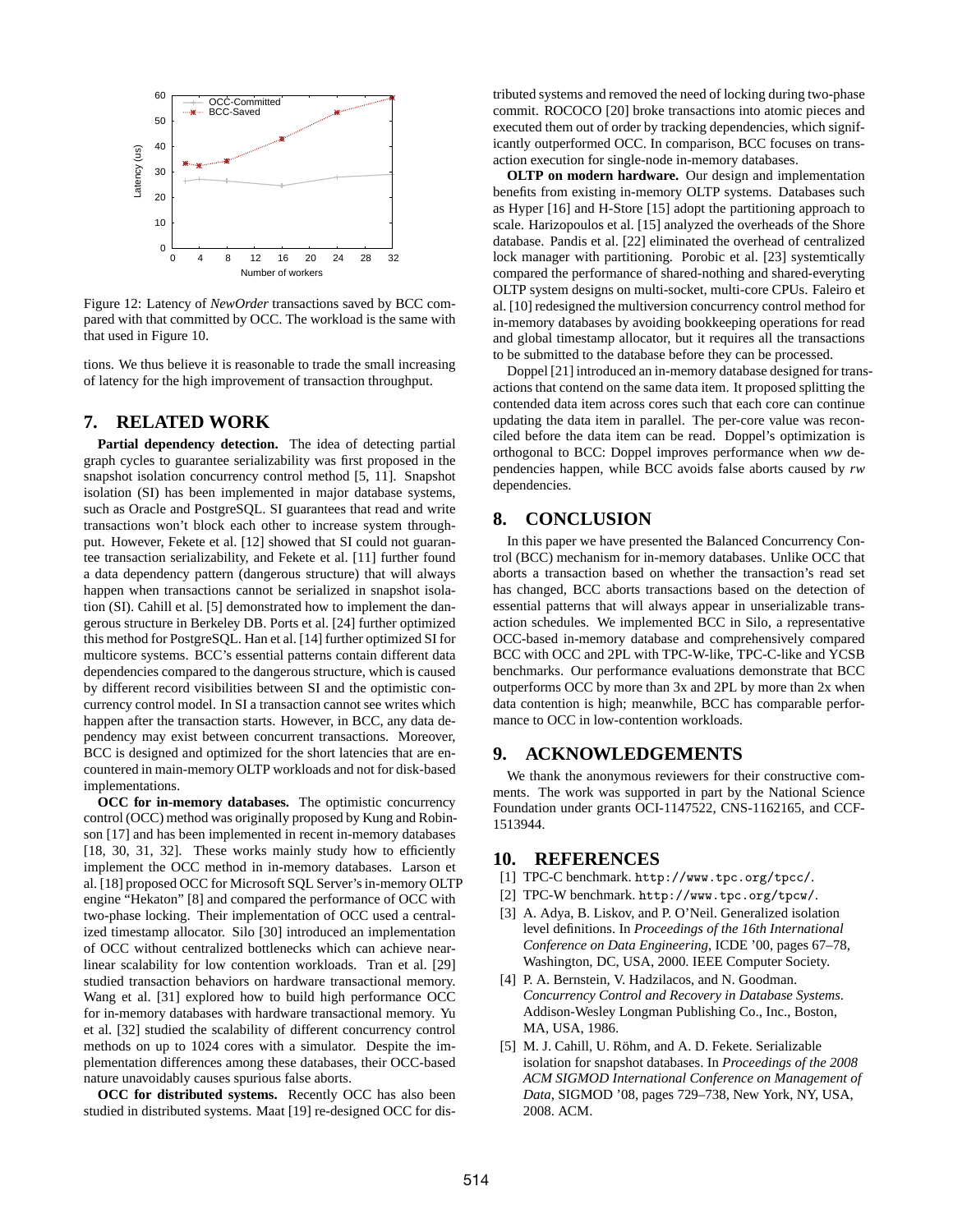Figure 12: Latency of *NewOrder* transactions saved by BCC compared with that committed by OCC. The workload is the same with that used in Figure 10.

tions. We thus believe it is reasonable to trade the small increasing of latency for the high improvement of transaction throughput.

## 7. RELATED WORK

**Partial dependency detection.** The idea of detecting partial graph cycles to guarantee serializability was first proposed in the snapshot isolation concurrency control method [5, 11]. Snapshot isolation (SI) has been implemented in major database systems, such as Oracle and PostgreSQL. SI guarantees that read and write transactions won't block each other to increase system throughput. However, Fekete et al. [12] showed that SI could not guarantee transaction serializability, and Fekete et al. [11] further found a data dependency pattern (dangerous structure) that will always happen when transactions cannot be serialized in snapshot isolation (SI). Cahill et al. [5] demonstrated how to implement the dangerous structure in Berkeley DB. Ports et al. [24] further optimized this method for PostgreSQL. Han et al. [14] further optimized SI for multicore systems. BCC's essential patterns contain different data dependencies compared to the dangerous structure, which is caused by different record visibilities between SI and the optimistic concurrency control model. In SI a transaction cannot see writes which happen after the transaction starts. However, in BCC, any data dependency may exist between concurrent transactions. Moreover, BCC is designed and optimized for the short latencies that are encountered in main-memory OLTP workloads and not for disk-based implementations.

**OCC for in-memory databases.** The optimistic concurrency control (OCC) method was originally proposed by Kung and Robinson [17] and has been implemented in recent in-memory databases [18, 30, 31, 32]. These works mainly study how to efficiently implement the OCC method in in-memory databases. Larson et al. [18] proposed OCC for Microsoft SQL Server's in-memory OLTP engine "Hekaton" [8] and compared the performance of OCC with two-phase locking. Their implementation of OCC used a centralized timestamp allocator. Silo [30] introduced an implementation of OCC without centralized bottlenecks which can achieve near-linear scalability for low contention workloads. Tran et al. [29] studied transaction behaviors on hardware transactional memory. Wang et al. [31] explored how to build high performance OCC for in-memory databases with hardware transactional memory. Yu et al. [32] studied the scalability of different concurrency control methods on up to 1024 cores with a simulator. Despite the implementation differences among these databases, their OCC-based nature unavoidably causes spurious false aborts.

**OCC for distributed systems.** Recently OCC has also been studied in distributed systems. Maat [19] re-designed OCC for distributed systems and removed the need of locking during two-phase commit. ROCOCO [20] broke transactions into atomic pieces and executed them out of order by tracking dependencies, which significantly outperformed OCC. In comparison, BCC focuses on transaction execution for single-node in-memory databases.

**OLTP on modern hardware.** Our design and implementation benefits from existing in-memory OLTP systems. Databases such as Hyper [16] and H-Store [15] adopt the partitioning approach to scale. Harizopoulos et al. [15] analyzed the overheads of the Shore database. Pandis et al. [22] eliminated the overhead of centralized lock manager with partitioning. Porobic et al. [23] systemtically compared the performance of shared-nothing and shared-everyting OLTP system designs on multi-socket, multi-core CPUs. Faleiro et al. [10] redesigned the multiversion concurrency control method for in-memory databases by avoiding bookkeeping operations for read and global timestamp allocator, but it requires all the transactions to be submitted to the database before they can be processed.

Doppel [21] introduced an in-memory database designed for transactions that contend on the same data item. It proposed splitting the contended data item across cores such that each core can continue updating the data item in parallel. The per-core value was reconciled before the data item can be read. Doppel's optimization is orthogonal to BCC: Doppel improves performance when *ww* dependencies happen, while BCC avoids false aborts caused by *rw* dependencies.

## 8. CONCLUSION

In this paper we have presented the Balanced Concurrency Control (BCC) mechanism for in-memory databases. Unlike OCC that aborts a transaction based on whether the transaction's read set has changed, BCC aborts transactions based on the detection of essential patterns that will always appear in unserializable transaction schedules. We implemented BCC in Silo, a representative OCC-based in-memory database and comprehensively compared BCC with OCC and 2PL with TPC-W-like, TPC-C-like and YCSB benchmarks. Our performance evaluations demonstrate that BCC outperforms OCC by more than 3x and 2PL by more than 2x when data contention is high; meanwhile, BCC has comparable performance to OCC in low-contention workloads.

## 9. ACKNOWLEDGEMENTS

We thank the anonymous reviewers for their constructive comments. The work was supported in part by the National Science Foundation under grants OCI-1147522, CNS-1162165, and CCF-1513944.

## 10. REFERENCES

[1] TPC-C benchmark. http://www.tpc.org/tpcc/.

[2] TPC-W benchmark. http://www.tpc.org/tpcw/.

[3] A. Adya, B. Liskov, and P. O'Neil. Generalized isolation level definitions. In *Proceedings of the 16th International Conference on Data Engineering*, ICDE '00, pages 67–78, Washington, DC, USA, 2000. IEEE Computer Society.

[4] P. A. Bernstein, V. Hadzilacos, and N. Goodman. *Concurrency Control and Recovery in Database Systems*. Addison-Wesley Longman Publishing Co., Inc., Boston, MA, USA, 1986.

[5] M. J. Cahill, U. Röhm, and A. D. Fekete. Serializable isolation for snapshot databases. In *Proceedings of the 2008 ACM SIGMOD International Conference on Management of Data*, SIGMOD '08, pages 729–738, New York, NY, USA, 2008. ACM.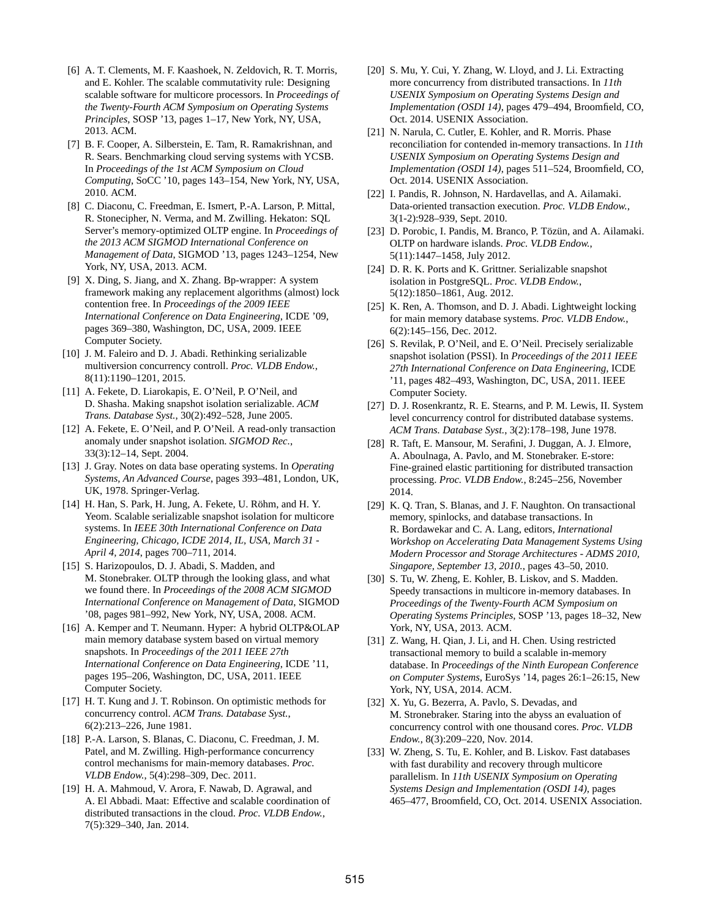[6] A. T. Clements, M. F. Kaashoek, N. Zeldovich, R. T. Morris, and E. Kohler. The scalable commutativity rule: Designing scalable software for multicore processors. In *Proceedings of the Twenty-Fourth ACM Symposium on Operating Systems Principles*, SOSP '13, pages 1–17, New York, NY, USA, 2013. ACM.

[7] B. F. Cooper, A. Silberstein, E. Tam, R. Ramakrishnan, and R. Sears. Benchmarking cloud serving systems with YCSB. In *Proceedings of the 1st ACM Symposium on Cloud Computing*, SoCC '10, pages 143–154, New York, NY, USA, 2010. ACM.

[8] C. Diaconu, C. Freedman, E. Ismert, P.-A. Larson, P. Mittal, R. Stonecipher, N. Verma, and M. Zwilling. Hekaton: SQL Server's memory-optimized OLTP engine. In *Proceedings of the 2013 ACM SIGMOD International Conference on Management of Data*, SIGMOD '13, pages 1243–1254, New York, NY, USA, 2013. ACM.

[9] X. Ding, S. Jiang, and X. Zhang. Bp-wrapper: A system framework making any replacement algorithms (almost) lock contention free. In *Proceedings of the 2009 IEEE International Conference on Data Engineering*, ICDE '09, pages 369–380, Washington, DC, USA, 2009. IEEE Computer Society.

[10] J. M. Faleiro and D. J. Abadi. Rethinking serializable multiversion concurrency controll. *Proc. VLDB Endow.*, 8(11):1190–1201, 2015.

[11] A. Fekete, D. Liarokapis, E. O'Neil, P. O'Neil, and D. Shasha. Making snapshot isolation serializable. *ACM Trans. Database Syst.*, 30(2):492–528, June 2005.

[12] A. Fekete, E. O'Neil, and P. O'Neil. A read-only transaction anomaly under snapshot isolation. *SIGMOD Rec.*, 33(3):12–14, Sept. 2004.

[13] J. Gray. Notes on data base operating systems. In *Operating Systems, An Advanced Course*, pages 393–481, London, UK, UK, 1978. Springer-Verlag.

[14] H. Han, S. Park, H. Jung, A. Fekete, U. Röhm, and H. Y. Yeom. Scalable serializable snapshot isolation for multicore systems. In *IEEE 30th International Conference on Data Engineering, Chicago, ICDE 2014, IL, USA, March 31 - April 4, 2014*, pages 700–711, 2014.

[15] S. Harizopoulos, D. J. Abadi, S. Madden, and M. Stonebraker. OLTP through the looking glass, and what we found there. In *Proceedings of the 2008 ACM SIGMOD International Conference on Management of Data*, SIGMOD '08, pages 981–992, New York, NY, USA, 2008. ACM.

[16] A. Kemper and T. Neumann. Hyper: A hybrid OLTP&OLAP main memory database system based on virtual memory snapshots. In *Proceedings of the 2011 IEEE 27th International Conference on Data Engineering*, ICDE '11, pages 195–206, Washington, DC, USA, 2011. IEEE Computer Society.

[17] H. T. Kung and J. T. Robinson. On optimistic methods for concurrency control. *ACM Trans. Database Syst.*, 6(2):213–226, June 1981.

[18] P.-A. Larson, S. Blanas, C. Diaconu, C. Freedman, J. M. Patel, and M. Zwilling. High-performance concurrency control mechanisms for main-memory databases. *Proc. VLDB Endow.*, 5(4):298–309, Dec. 2011.

[19] H. A. Mahmoud, V. Arora, F. Nawab, D. Agrawal, and A. El Abbadi. Maat: Effective and scalable coordination of distributed transactions in the cloud. *Proc. VLDB Endow.*, 7(5):329–340, Jan. 2014.

[20] S. Mu, Y. Cui, Y. Zhang, W. Lloyd, and J. Li. Extracting more concurrency from distributed transactions. In *11th USENIX Symposium on Operating Systems Design and Implementation (OSDI 14)*, pages 479–494, Broomfield, CO, Oct. 2014. USENIX Association.

[21] N. Narula, C. Cutler, E. Kohler, and R. Morris. Phase reconciliation for contended in-memory transactions. In *11th USENIX Symposium on Operating Systems Design and Implementation (OSDI 14)*, pages 511–524, Broomfield, CO, Oct. 2014. USENIX Association.

[22] I. Pandis, R. Johnson, N. Hardavellas, and A. Ailamaki. Data-oriented transaction execution. *Proc. VLDB Endow.*, 3(1-2):928–939, Sept. 2010.

[23] D. Porobic, I. Pandis, M. Branco, P. Tözün, and A. Ailamaki. OLTP on hardware islands. *Proc. VLDB Endow.*, 5(11):1447–1458, July 2012.

[24] D. R. K. Ports and K. Grittner. Serializable snapshot isolation in PostgreSQL. *Proc. VLDB Endow.*, 5(12):1850–1861, Aug. 2012.

[25] K. Ren, A. Thomson, and D. J. Abadi. Lightweight locking for main memory database systems. *Proc. VLDB Endow.*, 6(2):145–156, Dec. 2012.

[26] S. Revilak, P. O'Neil, and E. O'Neil. Precisely serializable snapshot isolation (PSSI). In *Proceedings of the 2011 IEEE 27th International Conference on Data Engineering*, ICDE '11, pages 482–493, Washington, DC, USA, 2011. IEEE Computer Society.

[27] D. J. Rosenkrantz, R. E. Stearns, and P. M. Lewis, II. System level concurrency control for distributed database systems. *ACM Trans. Database Syst.*, 3(2):178–198, June 1978.

[28] R. Taft, E. Mansour, M. Serafini, J. Duggan, A. J. Elmore, A. Aboulnaga, A. Pavlo, and M. Stonebraker. E-store: Fine-grained elastic partitioning for distributed transaction processing. *Proc. VLDB Endow.*, 8:245–256, November 2014.

[29] K. Q. Tran, S. Blanas, and J. F. Naughton. On transactional memory, spinlocks, and database transactions. In R. Bordawekar and C. A. Lang, editors, *International Workshop on Accelerating Data Management Systems Using Modern Processor and Storage Architectures - ADMS 2010, Singapore, September 13, 2010.*, pages 43–50, 2010.

[30] S. Tu, W. Zheng, E. Kohler, B. Liskov, and S. Madden. Speedy transactions in multicore in-memory databases. In *Proceedings of the Twenty-Fourth ACM Symposium on Operating Systems Principles*, SOSP '13, pages 18–32, New York, NY, USA, 2013. ACM.

[31] Z. Wang, H. Qian, J. Li, and H. Chen. Using restricted transactional memory to build a scalable in-memory database. In *Proceedings of the Ninth European Conference on Computer Systems*, EuroSys '14, pages 26:1–26:15, New York, NY, USA, 2014. ACM.

[32] X. Yu, G. Bezerra, A. Pavlo, S. Devadas, and M. Stronebraker. Staring into the abyss an evaluation of concurrency control with one thousand cores. *Proc. VLDB Endow.*, 8(3):209–220, Nov. 2014.

[33] W. Zheng, S. Tu, E. Kohler, and B. Liskov. Fast databases with fast durability and recovery through multicore parallelism. In *11th USENIX Symposium on Operating Systems Design and Implementation (OSDI 14)*, pages 465–477, Broomfield, CO, Oct. 2014. USENIX Association.